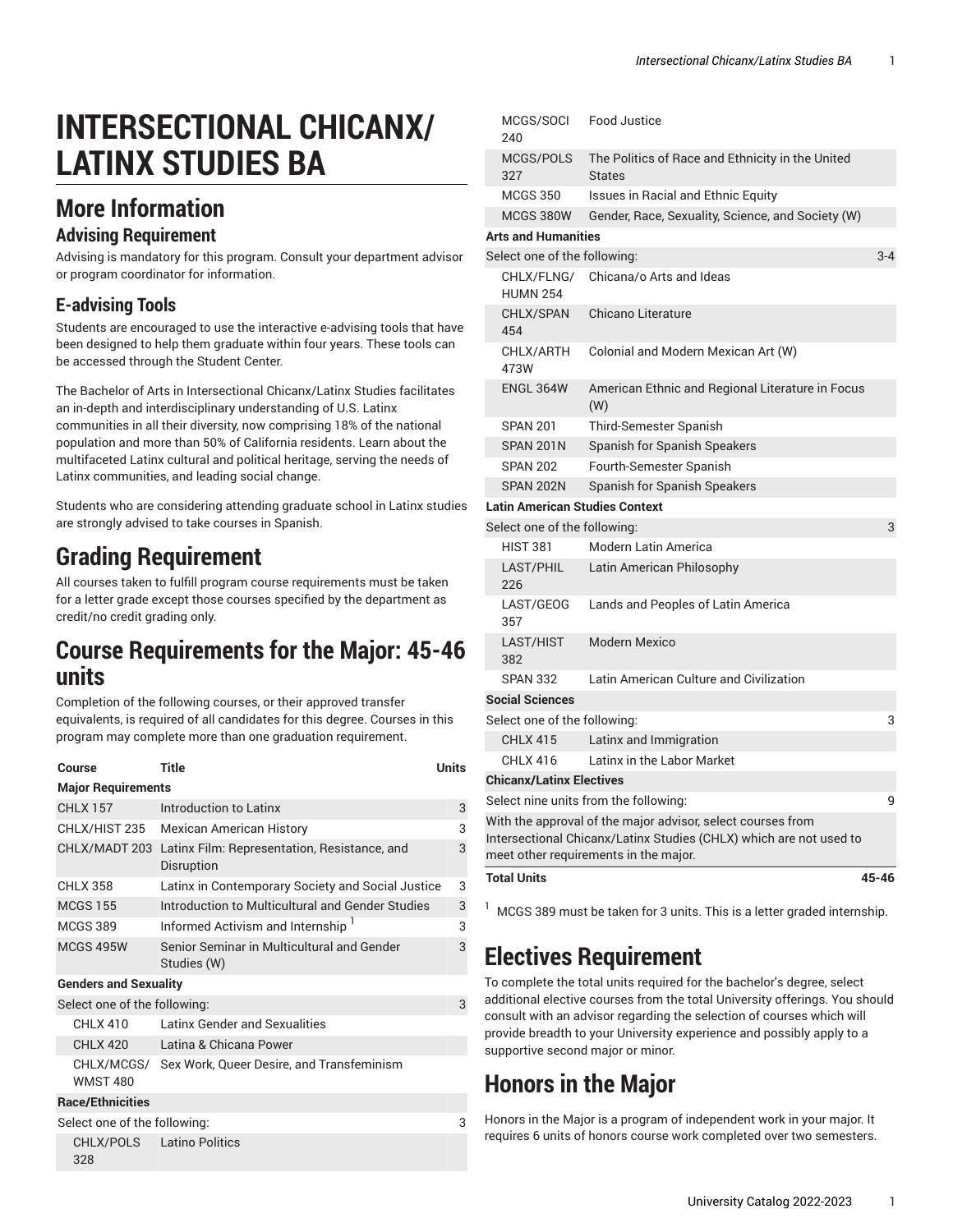# INTERSECTIONAL CHICANX/ LATINX STUDIES BA

## More Information

### Advising Requirement

Advising is mandatory for this program. Consult your department advisor or program coordinator for information.

### E-advising Tools

Students are encouraged to use the interactive e-advising tools that have been designed to help them graduate within four years. These tools can be accessed through the Student Center.

The Bachelor of Arts in Intersectional Chicanx/Latinx Studies facilitates an in-depth and interdisciplinary understanding of U.S. Latinx communities in all their diversity, now comprising 18% of the national population and more than 50% of California residents. Learn about the multifaceted Latinx cultural and political heritage, serving the needs of Latinx communities, and leading social change.

Students who are considering attending graduate school in Latinx studies are strongly advised to take courses in Spanish.

## Grading Requirement

All courses taken to fulfill program course requirements must be taken for a letter grade except those courses specified by the department as credit/no credit grading only.

## Course Requirements for the Major: 45-46 units

Completion of the following courses, or their approved transfer equivalents, is required of all candidates for this degree. Courses in this program may complete more than one graduation requirement.

| Course | Title | Units |
|---|---|---|
| **Major Requirements** | | |
| CHLX 157 | Introduction to Latinx | 3 |
| CHLX/HIST 235 | Mexican American History | 3 |
| CHLX/MADT 203 | Latinx Film: Representation, Resistance, and Disruption | 3 |
| CHLX 358 | Latinx in Contemporary Society and Social Justice | 3 |
| MCGS 155 | Introduction to Multicultural and Gender Studies | 3 |
| MCGS 389 | Informed Activism and Internship [1] | 3 |
| MCGS 495W | Senior Seminar in Multicultural and Gender Studies (W) | 3 |
| **Genders and Sexuality** | | |
| Select one of the following: | | 3 |
| CHLX 410 | Latinx Gender and Sexualities | |
| CHLX 420 | Latina & Chicana Power | |
| CHLX/MCGS/WMST 480 | Sex Work, Queer Desire, and Transfeminism | |
| **Race/Ethnicities** | | |
| Select one of the following: | | 3 |
| CHLX/POLS 328 | Latino Politics | |
| MCGS/SOCI 240 | Food Justice | |
| MCGS/POLS 327 | The Politics of Race and Ethnicity in the United States | |
| MCGS 350 | Issues in Racial and Ethnic Equity | |
| MCGS 380W | Gender, Race, Sexuality, Science, and Society (W) | |
| **Arts and Humanities** | | |
| Select one of the following: | | 3-4 |
| CHLX/FLNG/HUMN 254 | Chicana/o Arts and Ideas | |
| CHLX/SPAN 454 | Chicano Literature | |
| CHLX/ARTH 473W | Colonial and Modern Mexican Art (W) | |
| ENGL 364W | American Ethnic and Regional Literature in Focus (W) | |
| SPAN 201 | Third-Semester Spanish | |
| SPAN 201N | Spanish for Spanish Speakers | |
| SPAN 202 | Fourth-Semester Spanish | |
| SPAN 202N | Spanish for Spanish Speakers | |
| **Latin American Studies Context** | | |
| Select one of the following: | | 3 |
| HIST 381 | Modern Latin America | |
| LAST/PHIL 226 | Latin American Philosophy | |
| LAST/GEOG 357 | Lands and Peoples of Latin America | |
| LAST/HIST 382 | Modern Mexico | |
| SPAN 332 | Latin American Culture and Civilization | |
| **Social Sciences** | | |
| Select one of the following: | | 3 |
| CHLX 415 | Latinx and Immigration | |
| CHLX 416 | Latinx in the Labor Market | |
| **Chicanx/Latinx Electives** | | |
| Select nine units from the following: | | 9 |
| With the approval of the major advisor, select courses from Intersectional Chicanx/Latinx Studies (CHLX) which are not used to meet other requirements in the major. | | |
| **Total Units** | | **45-46** |

[1] MCGS 389 must be taken for 3 units. This is a letter graded internship.

## Electives Requirement

To complete the total units required for the bachelor's degree, select additional elective courses from the total University offerings. You should consult with an advisor regarding the selection of courses which will provide breadth to your University experience and possibly apply to a supportive second major or minor.

## Honors in the Major

Honors in the Major is a program of independent work in your major. It requires 6 units of honors course work completed over two semesters.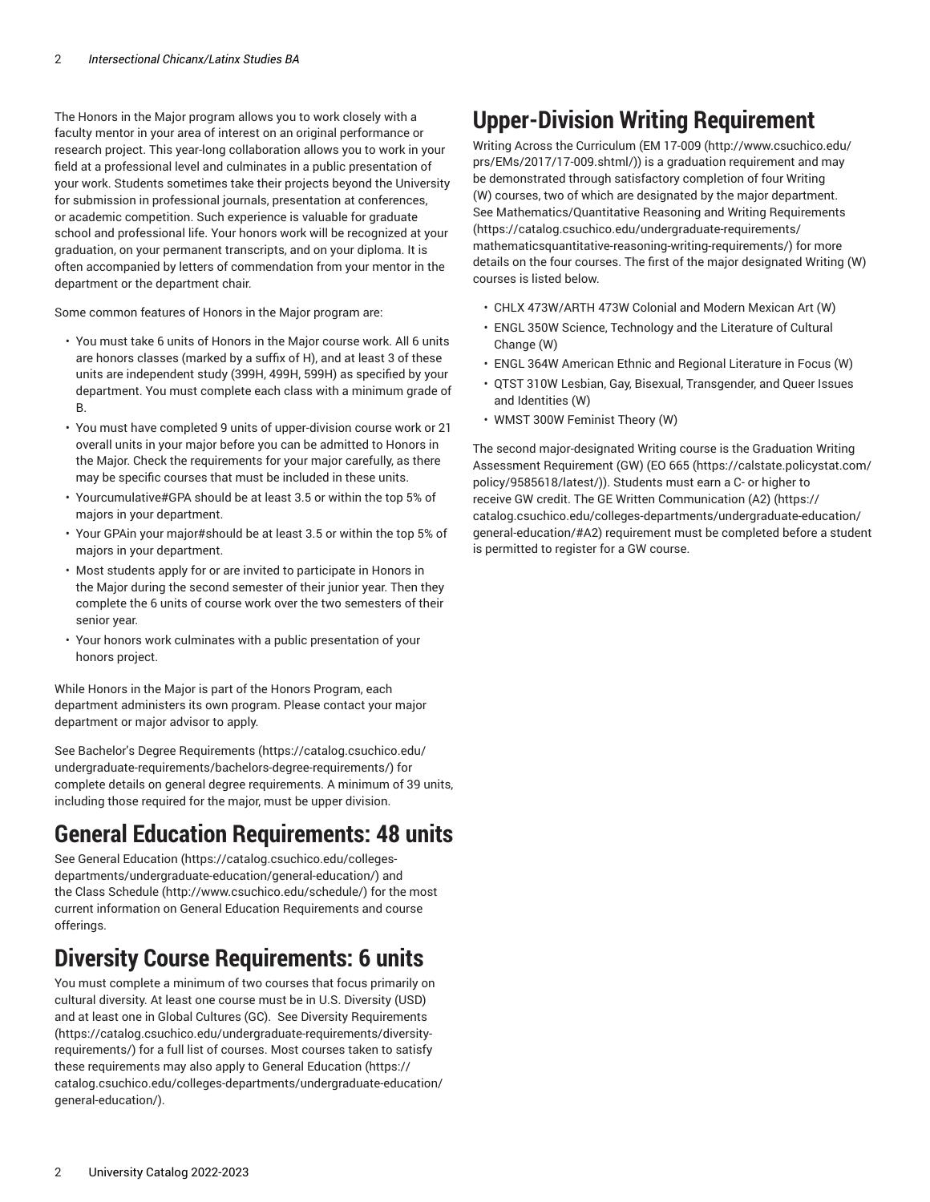The Honors in the Major program allows you to work closely with a faculty mentor in your area of interest on an original performance or research project. This year-long collaboration allows you to work in your field at a professional level and culminates in a public presentation of your work. Students sometimes take their projects beyond the University for submission in professional journals, presentation at conferences, or academic competition. Such experience is valuable for graduate school and professional life. Your honors work will be recognized at your graduation, on your permanent transcripts, and on your diploma. It is often accompanied by letters of commendation from your mentor in the department or the department chair.

Some common features of Honors in the Major program are:

- You must take 6 units of Honors in the Major course work. All 6 units are honors classes (marked by a suffix of H), and at least 3 of these units are independent study (399H, 499H, 599H) as specified by your department. You must complete each class with a minimum grade of B.
- You must have completed 9 units of upper-division course work or 21 overall units in your major before you can be admitted to Honors in the Major. Check the requirements for your major carefully, as there may be specific courses that must be included in these units.
- Yourcumulative#GPA should be at least 3.5 or within the top 5% of majors in your department.
- Your GPAin your major#should be at least 3.5 or within the top 5% of majors in your department.
- Most students apply for or are invited to participate in Honors in the Major during the second semester of their junior year. Then they complete the 6 units of course work over the two semesters of their senior year.
- Your honors work culminates with a public presentation of your honors project.

While Honors in the Major is part of the Honors Program, each department administers its own program. Please contact your major department or major advisor to apply.

See Bachelor's Degree Requirements (https://catalog.csuchico.edu/undergraduate-requirements/bachelors-degree-requirements/) for complete details on general degree requirements. A minimum of 39 units, including those required for the major, must be upper division.

# General Education Requirements: 48 units

See General Education (https://catalog.csuchico.edu/colleges-departments/undergraduate-education/general-education/) and the Class Schedule (http://www.csuchico.edu/schedule/) for the most current information on General Education Requirements and course offerings.

# Diversity Course Requirements: 6 units

You must complete a minimum of two courses that focus primarily on cultural diversity. At least one course must be in U.S. Diversity (USD) and at least one in Global Cultures (GC). See Diversity Requirements (https://catalog.csuchico.edu/undergraduate-requirements/diversity-requirements/) for a full list of courses. Most courses taken to satisfy these requirements may also apply to General Education (https://catalog.csuchico.edu/colleges-departments/undergraduate-education/general-education/).

# Upper-Division Writing Requirement

Writing Across the Curriculum (EM 17-009 (http://www.csuchico.edu/prs/EMs/2017/17-009.shtml/)) is a graduation requirement and may be demonstrated through satisfactory completion of four Writing (W) courses, two of which are designated by the major department. See Mathematics/Quantitative Reasoning and Writing Requirements (https://catalog.csuchico.edu/undergraduate-requirements/mathematicsquantitative-reasoning-writing-requirements/) for more details on the four courses. The first of the major designated Writing (W) courses is listed below.

- CHLX 473W/ARTH 473W Colonial and Modern Mexican Art (W)
- ENGL 350W Science, Technology and the Literature of Cultural Change (W)
- ENGL 364W American Ethnic and Regional Literature in Focus (W)
- QTST 310W Lesbian, Gay, Bisexual, Transgender, and Queer Issues and Identities (W)
- WMST 300W Feminist Theory (W)

The second major-designated Writing course is the Graduation Writing Assessment Requirement (GW) (EO 665 (https://calstate.policystat.com/policy/9585618/latest/)). Students must earn a C- or higher to receive GW credit. The GE Written Communication (A2) (https://catalog.csuchico.edu/colleges-departments/undergraduate-education/general-education/#A2) requirement must be completed before a student is permitted to register for a GW course.